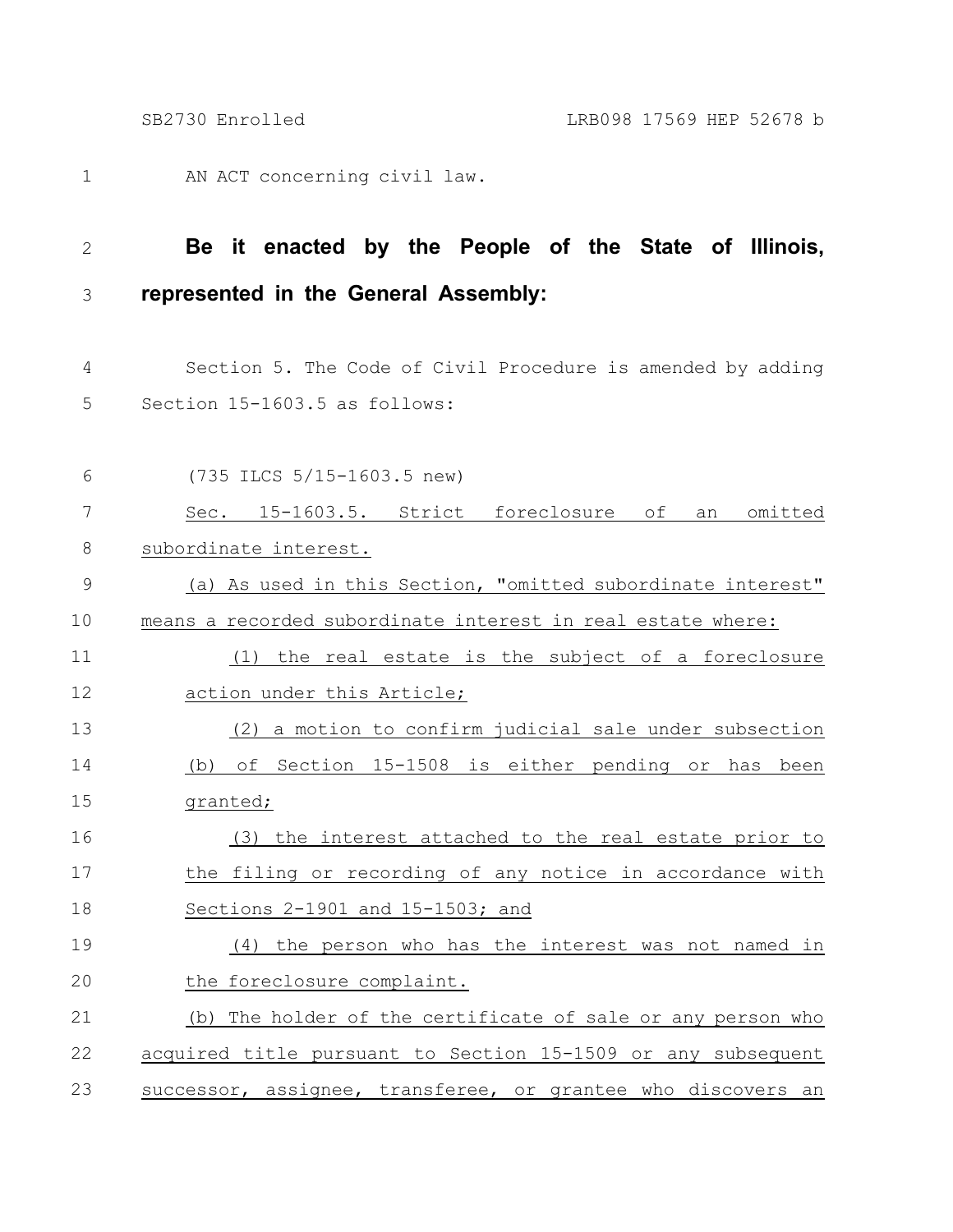AN ACT concerning civil law.

**Be it enacted by the People of the State of Illinois, represented in the General Assembly:**

Section 5. The Code of Civil Procedure is amended by adding Section 15-1603.5 as follows:

(735 ILCS 5/15-1603.5 new)

Sec. 15-1603.5. Strict foreclosure of an omitted subordinate interest.

(a) As used in this Section, "omitted subordinate interest" means a recorded subordinate interest in real estate where:

(1) the real estate is the subject of a foreclosure action under this Article;

(2) a motion to confirm judicial sale under subsection (b) of Section 15-1508 is either pending or has been granted;

(3) the interest attached to the real estate prior to the filing or recording of any notice in accordance with Sections 2-1901 and 15-1503; and

(4) the person who has the interest was not named in the foreclosure complaint.

(b) The holder of the certificate of sale or any person who acquired title pursuant to Section 15-1509 or any subsequent successor, assignee, transferee, or grantee who discovers an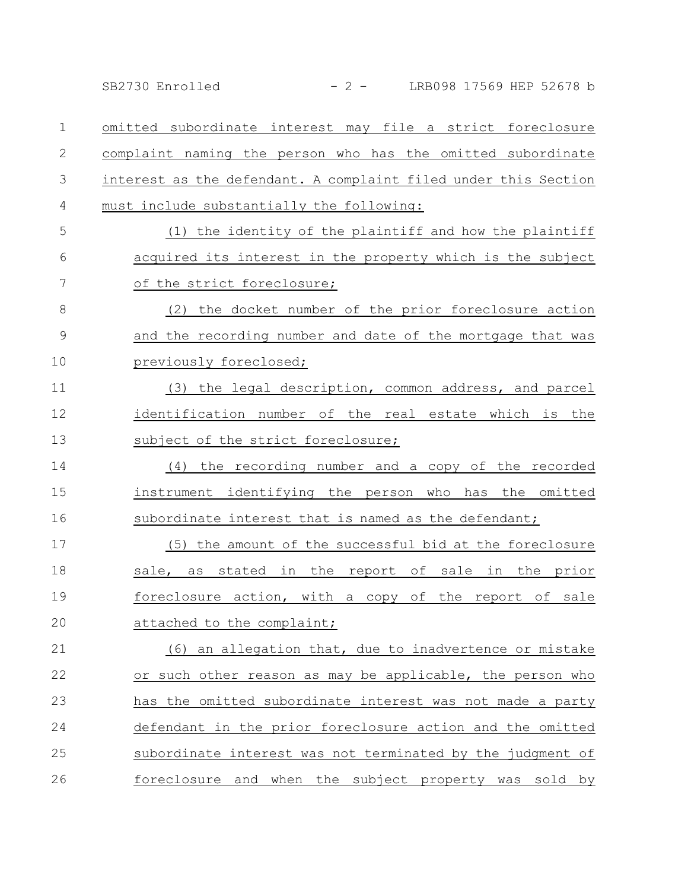omitted subordinate interest may file a strict foreclosure complaint naming the person who has the omitted subordinate interest as the defendant. A complaint filed under this Section must include substantially the following:

(1) the identity of the plaintiff and how the plaintiff acquired its interest in the property which is the subject of the strict foreclosure;

(2) the docket number of the prior foreclosure action and the recording number and date of the mortgage that was previously foreclosed;

(3) the legal description, common address, and parcel identification number of the real estate which is the subject of the strict foreclosure;

(4) the recording number and a copy of the recorded instrument identifying the person who has the omitted subordinate interest that is named as the defendant;

(5) the amount of the successful bid at the foreclosure sale, as stated in the report of sale in the prior foreclosure action, with a copy of the report of sale attached to the complaint;

(6) an allegation that, due to inadvertence or mistake or such other reason as may be applicable, the person who has the omitted subordinate interest was not made a party defendant in the prior foreclosure action and the omitted subordinate interest was not terminated by the judgment of foreclosure and when the subject property was sold by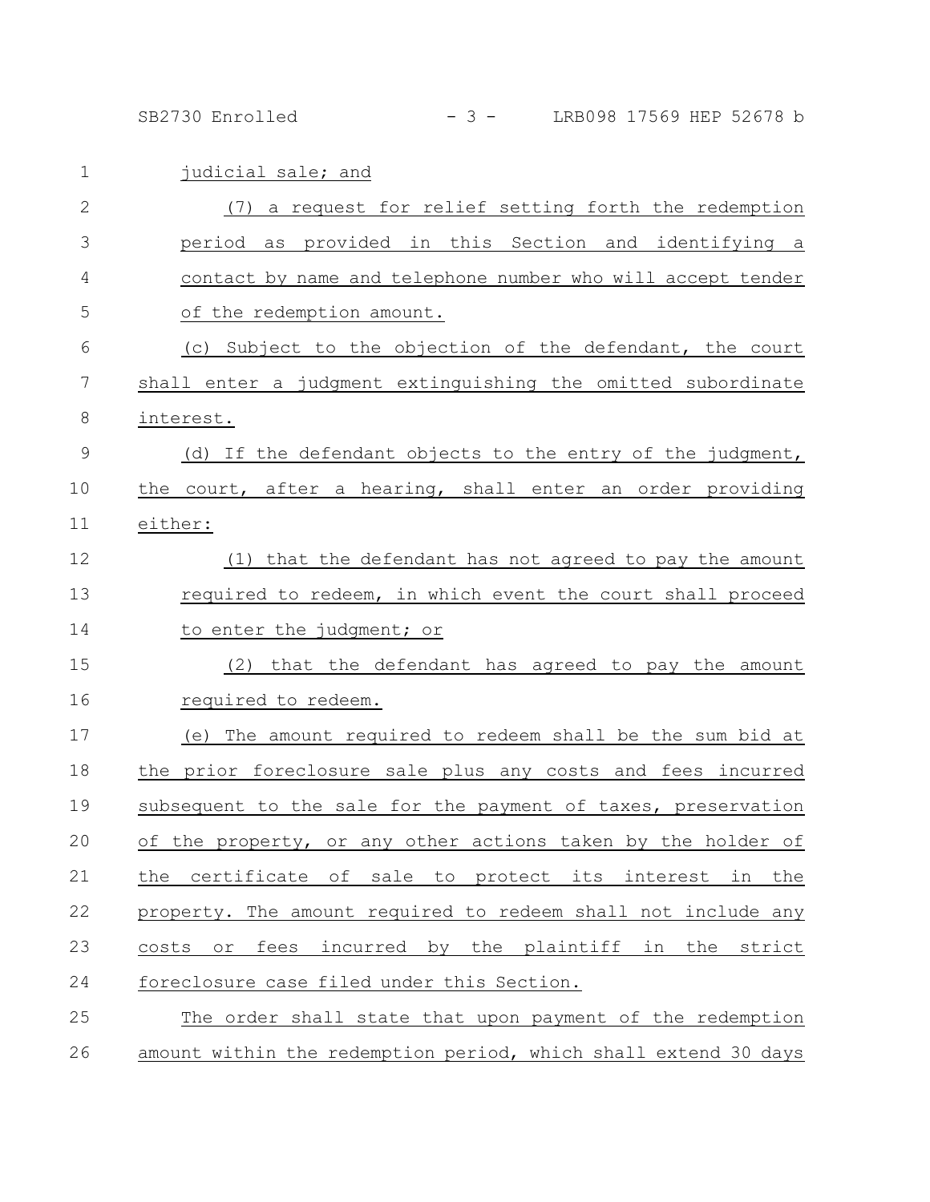judicial sale; and

(7) a request for relief setting forth the redemption period as provided in this Section and identifying a contact by name and telephone number who will accept tender of the redemption amount.

(c) Subject to the objection of the defendant, the court shall enter a judgment extinguishing the omitted subordinate interest.

(d) If the defendant objects to the entry of the judgment, the court, after a hearing, shall enter an order providing either:

(1) that the defendant has not agreed to pay the amount required to redeem, in which event the court shall proceed to enter the judgment; or

(2) that the defendant has agreed to pay the amount required to redeem.

(e) The amount required to redeem shall be the sum bid at the prior foreclosure sale plus any costs and fees incurred subsequent to the sale for the payment of taxes, preservation of the property, or any other actions taken by the holder of the certificate of sale to protect its interest in the property. The amount required to redeem shall not include any costs or fees incurred by the plaintiff in the strict foreclosure case filed under this Section.

The order shall state that upon payment of the redemption amount within the redemption period, which shall extend 30 days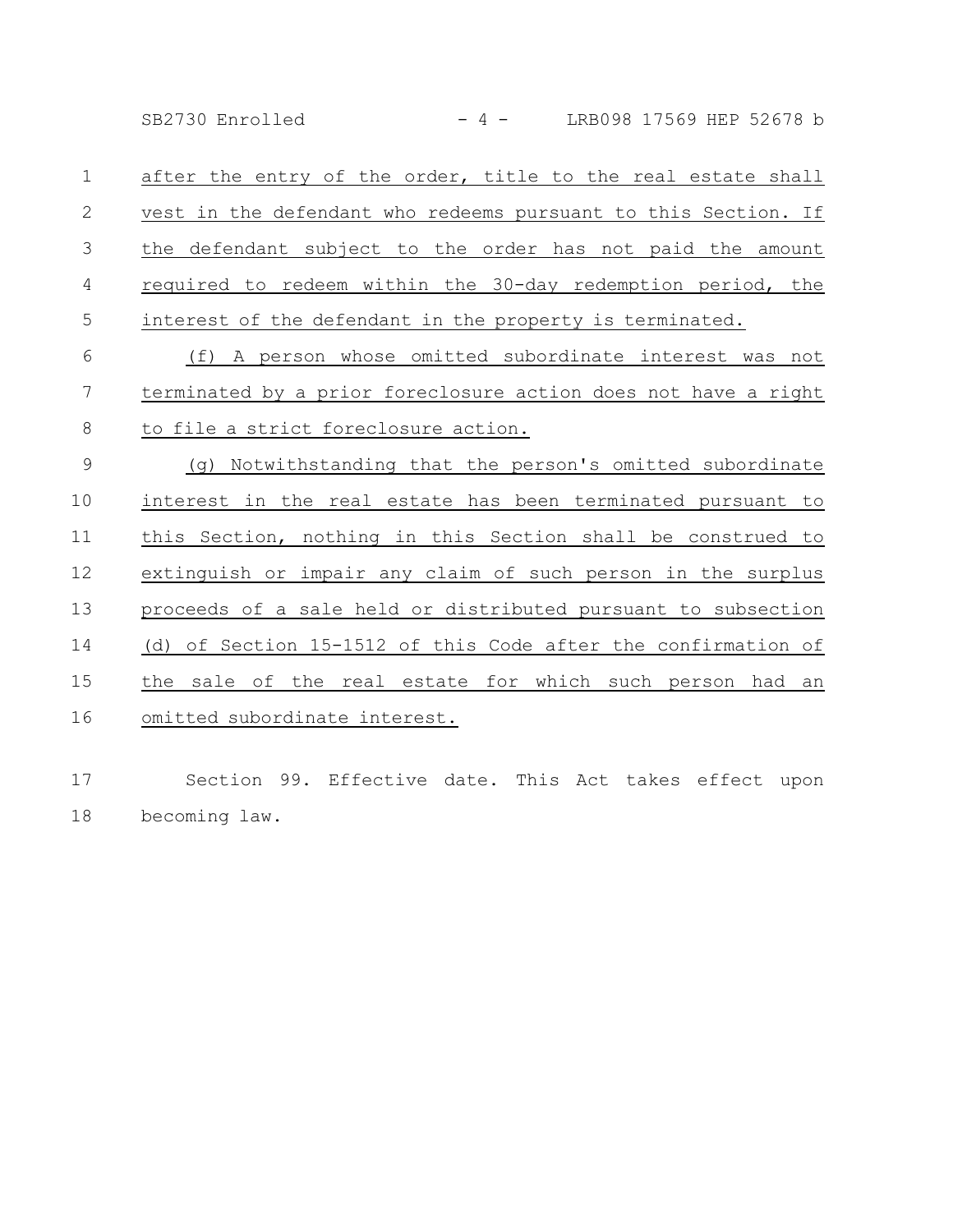after the entry of the order, title to the real estate shall vest in the defendant who redeems pursuant to this Section. If the defendant subject to the order has not paid the amount required to redeem within the 30-day redemption period, the interest of the defendant in the property is terminated.

(f) A person whose omitted subordinate interest was not terminated by a prior foreclosure action does not have a right to file a strict foreclosure action.

(g) Notwithstanding that the person's omitted subordinate interest in the real estate has been terminated pursuant to this Section, nothing in this Section shall be construed to extinguish or impair any claim of such person in the surplus proceeds of a sale held or distributed pursuant to subsection (d) of Section 15-1512 of this Code after the confirmation of the sale of the real estate for which such person had an omitted subordinate interest.

Section 99. Effective date. This Act takes effect upon becoming law.